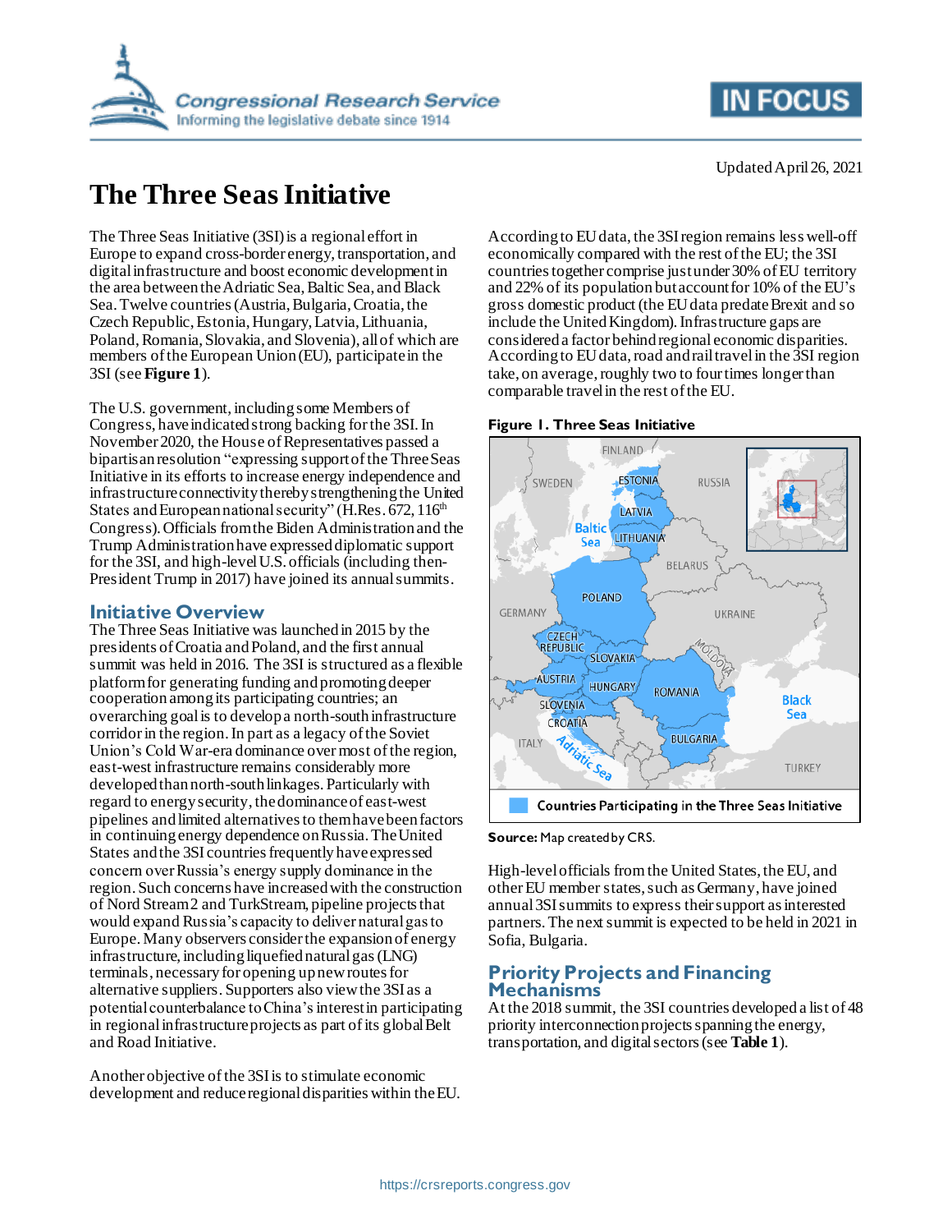Updated April 26, 2021

# The Three Seas Initiative

The Three Seas Initiative (3SI) is a regional effort in Europe to expand cross-border energy, transportation, and digital infrastructure and boost economic development in the area between the Adriatic Sea, Baltic Sea, and Black Sea. Twelve countries (Austria, Bulgaria, Croatia, the Czech Republic, Estonia, Hungary, Latvia, Lithuania, Poland, Romania, Slovakia, and Slovenia), all of which are members of the European Union (EU), participate in the 3SI (see **Figure 1**).

The U.S. government, including some Members of Congress, have indicated strong backing for the 3SI. In November 2020, the House of Representatives passed a bipartisan resolution "expressing support of the Three Seas Initiative in its efforts to increase energy independence and infrastructure connectivity thereby strengthening the United States and European national security" (H.Res. 672, 116th Congress). Officials from the Biden Administration and the Trump Administration have expressed diplomatic support for the 3SI, and high-level U.S. officials (including then-President Trump in 2017) have joined its annual summits.

## Initiative Overview

The Three Seas Initiative was launched in 2015 by the presidents of Croatia and Poland, and the first annual summit was held in 2016. The 3SI is structured as a flexible platform for generating funding and promoting deeper cooperation among its participating countries; an overarching goal is to develop a north-south infrastructure corridor in the region. In part as a legacy of the Soviet Union's Cold War-era dominance over most of the region, east-west infrastructure remains considerably more developed than north-south linkages. Particularly with regard to energy security, the dominance of east-west pipelines and limited alternatives to them have been factors in continuing energy dependence on Russia. The United States and the 3SI countries frequently have expressed concern over Russia's energy supply dominance in the region. Such concerns have increased with the construction of Nord Stream 2 and TurkStream, pipeline projects that would expand Russia's capacity to deliver natural gas to Europe. Many observers consider the expansion of energy infrastructure, including liquefied natural gas (LNG) terminals, necessary for opening up new routes for alternative suppliers. Supporters also view the 3SI as a potential counterbalance to China's interest in participating in regional infrastructure projects as part of its global Belt and Road Initiative.

Another objective of the 3SI is to stimulate economic development and reduce regional disparities within the EU. According to EU data, the 3SI region remains less well-off economically compared with the rest of the EU; the 3SI countries together comprise just under 30% of EU territory and 22% of its population but account for 10% of the EU's gross domestic product (the EU data predate Brexit and so include the United Kingdom). Infrastructure gaps are considered a factor behind regional economic disparities. According to EU data, road and rail travel in the 3SI region take, on average, roughly two to four times longer than comparable travel in the rest of the EU.

**Figure 1. Three Seas Initiative**

Countries Participating in the Three Seas Initiative

**Source:** Map created by CRS.

High-level officials from the United States, the EU, and other EU member states, such as Germany, have joined annual 3SI summits to express their support as interested partners. The next summit is expected to be held in 2021 in Sofia, Bulgaria.

## Priority Projects and Financing Mechanisms

At the 2018 summit, the 3SI countries developed a list of 48 priority interconnection projects spanning the energy, transportation, and digital sectors (see **Table 1**).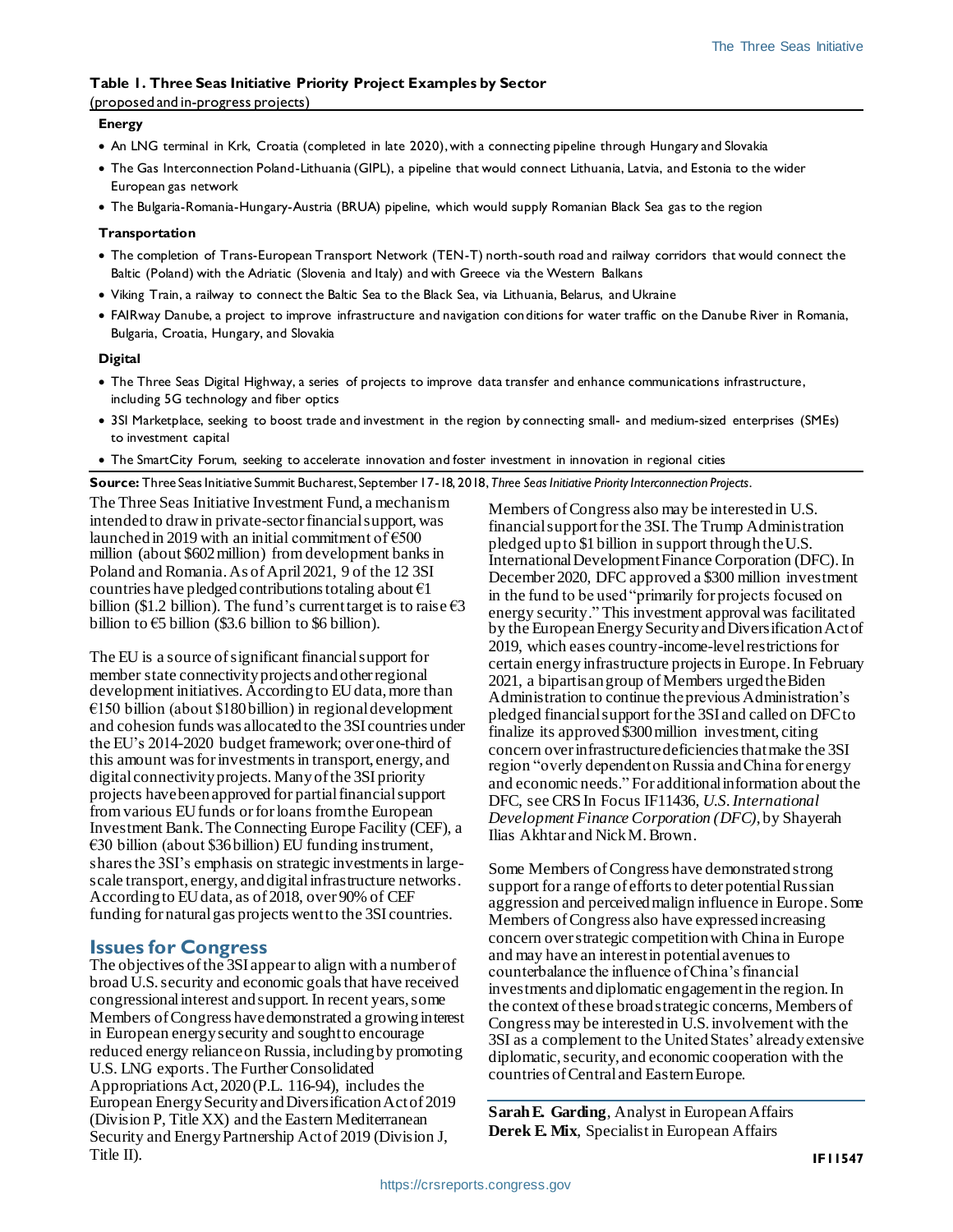**Table 1. Three Seas Initiative Priority Project Examples by Sector**

(proposed and in-progress projects)

**Energy**

- An LNG terminal in Krk, Croatia (completed in late 2020), with a connecting pipeline through Hungary and Slovakia
- The Gas Interconnection Poland-Lithuania (GIPL), a pipeline that would connect Lithuania, Latvia, and Estonia to the wider European gas network
- The Bulgaria-Romania-Hungary-Austria (BRUA) pipeline, which would supply Romanian Black Sea gas to the region

**Transportation**

- The completion of Trans-European Transport Network (TEN-T) north-south road and railway corridors that would connect the Baltic (Poland) with the Adriatic (Slovenia and Italy) and with Greece via the Western Balkans
- Viking Train, a railway to connect the Baltic Sea to the Black Sea, via Lithuania, Belarus, and Ukraine
- FAIRway Danube, a project to improve infrastructure and navigation conditions for water traffic on the Danube River in Romania, Bulgaria, Croatia, Hungary, and Slovakia

**Digital**

- The Three Seas Digital Highway, a series of projects to improve data transfer and enhance communications infrastructure, including 5G technology and fiber optics
- 3SI Marketplace, seeking to boost trade and investment in the region by connecting small- and medium-sized enterprises (SMEs) to investment capital
- The SmartCity Forum, seeking to accelerate innovation and foster investment in innovation in regional cities

**Source:** Three Seas Initiative Summit Bucharest, September 17-18, 2018, *Three Seas Initiative Priority Interconnection Projects*.

The Three Seas Initiative Investment Fund, a mechanism intended to draw in private-sector financial support, was launched in 2019 with an initial commitment of €500 million (about $602 million) from development banks in Poland and Romania. As of April 2021, 9 of the 12 3SI countries have pledged contributions totaling about €1 billion ($1.2 billion). The fund's current target is to raise €3 billion to €5 billion ($3.6 billion to $6 billion).

The EU is a source of significant financial support for member state connectivity projects and other regional development initiatives. According to EU data, more than €150 billion (about $180 billion) in regional development and cohesion funds was allocated to the 3SI countries under the EU's 2014-2020 budget framework; over one-third of this amount was for investments in transport, energy, and digital connectivity projects. Many of the 3SI priority projects have been approved for partial financial support from various EU funds or for loans from the European Investment Bank. The Connecting Europe Facility (CEF), a €30 billion (about $36 billion) EU funding instrument, shares the 3SI's emphasis on strategic investments in large-scale transport, energy, and digital infrastructure networks. According to EU data, as of 2018, over 90% of CEF funding for natural gas projects went to the 3SI countries.

## Issues for Congress

The objectives of the 3SI appear to align with a number of broad U.S. security and economic goals that have received congressional interest and support. In recent years, some Members of Congress have demonstrated a growing interest in European energy security and sought to encourage reduced energy reliance on Russia, including by promoting U.S. LNG exports. The Further Consolidated Appropriations Act, 2020 (P.L. 116-94), includes the European Energy Security and Diversification Act of 2019 (Division P, Title XX) and the Eastern Mediterranean Security and Energy Partnership Act of 2019 (Division J, Title II).

Members of Congress also may be interested in U.S. financial support for the 3SI. The Trump Administration pledged up to $1 billion in support through the U.S. International Development Finance Corporation (DFC). In December 2020, DFC approved a $300 million investment in the fund to be used "primarily for projects focused on energy security." This investment approval was facilitated by the European Energy Security and Diversification Act of 2019, which eases country-income-level restrictions for certain energy infrastructure projects in Europe. In February 2021, a bipartisan group of Members urged the Biden Administration to continue the previous Administration's pledged financial support for the 3SI and called on DFC to finalize its approved $300 million investment, citing concern over infrastructure deficiencies that make the 3SI region "overly dependent on Russia and China for energy and economic needs." For additional information about the DFC, see CRS In Focus IF11436, *U.S. International Development Finance Corporation (DFC)*, by Shayerah Ilias Akhtar and Nick M. Brown.

Some Members of Congress have demonstrated strong support for a range of efforts to deter potential Russian aggression and perceived malign influence in Europe. Some Members of Congress also have expressed increasing concern over strategic competition with China in Europe and may have an interest in potential avenues to counterbalance the influence of China's financial investments and diplomatic engagement in the region. In the context of these broad strategic concerns, Members of Congress may be interested in U.S. involvement with the 3SI as a complement to the United States' already extensive diplomatic, security, and economic cooperation with the countries of Central and Eastern Europe.

**Sarah E. Garding**, Analyst in European Affairs

**Derek E. Mix**, Specialist in European Affairs

IF11547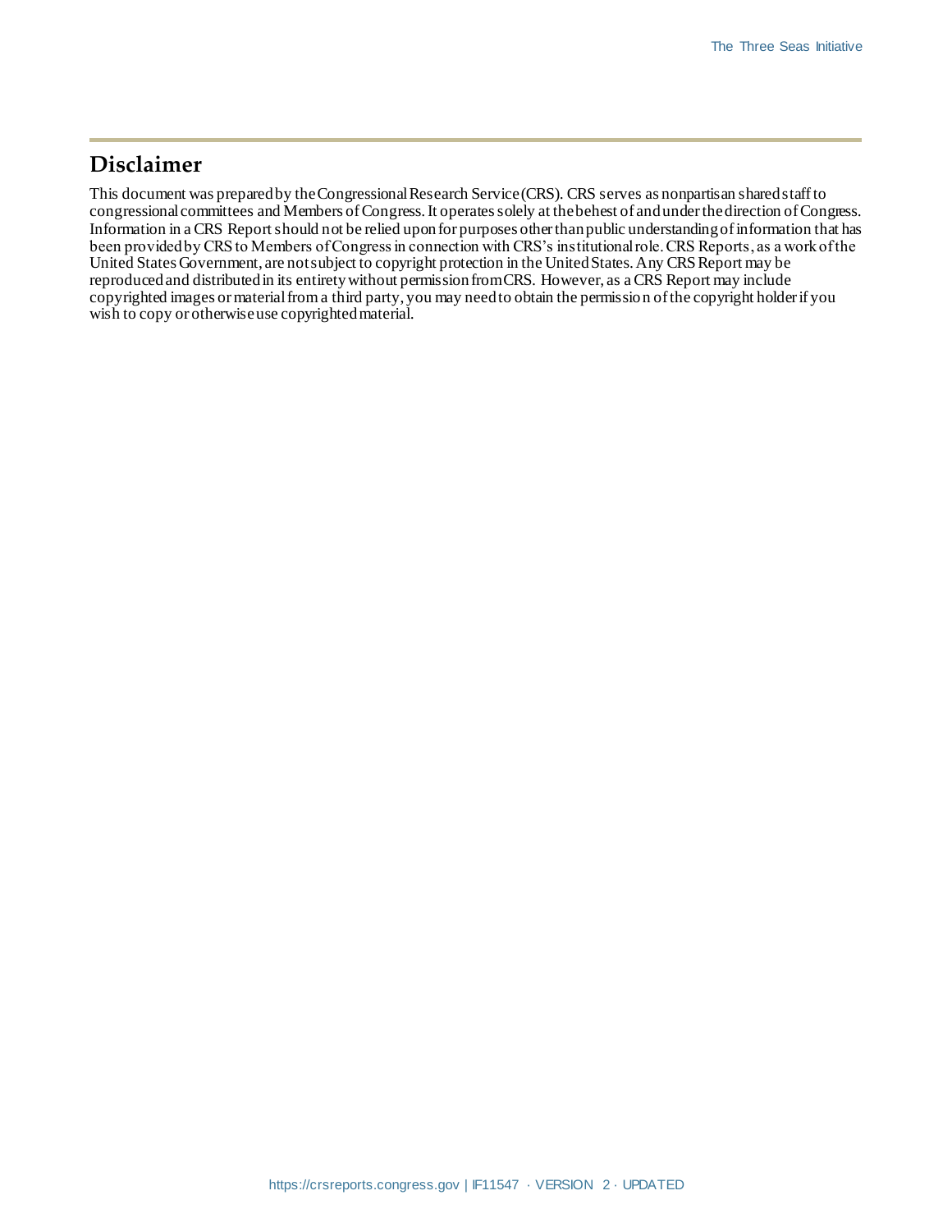## Disclaimer

This document was prepared by the Congressional Research Service (CRS). CRS serves as nonpartisan shared staff to congressional committees and Members of Congress. It operates solely at the behest of and under the direction of Congress. Information in a CRS Report should not be relied upon for purposes other than public understanding of information that has been provided by CRS to Members of Congress in connection with CRS's institutional role. CRS Reports, as a work of the United States Government, are not subject to copyright protection in the United States. Any CRS Report may be reproduced and distributed in its entirety without permission from CRS. However, as a CRS Report may include copyrighted images or material from a third party, you may need to obtain the permission of the copyright holder if you wish to copy or otherwise use copyrighted material.